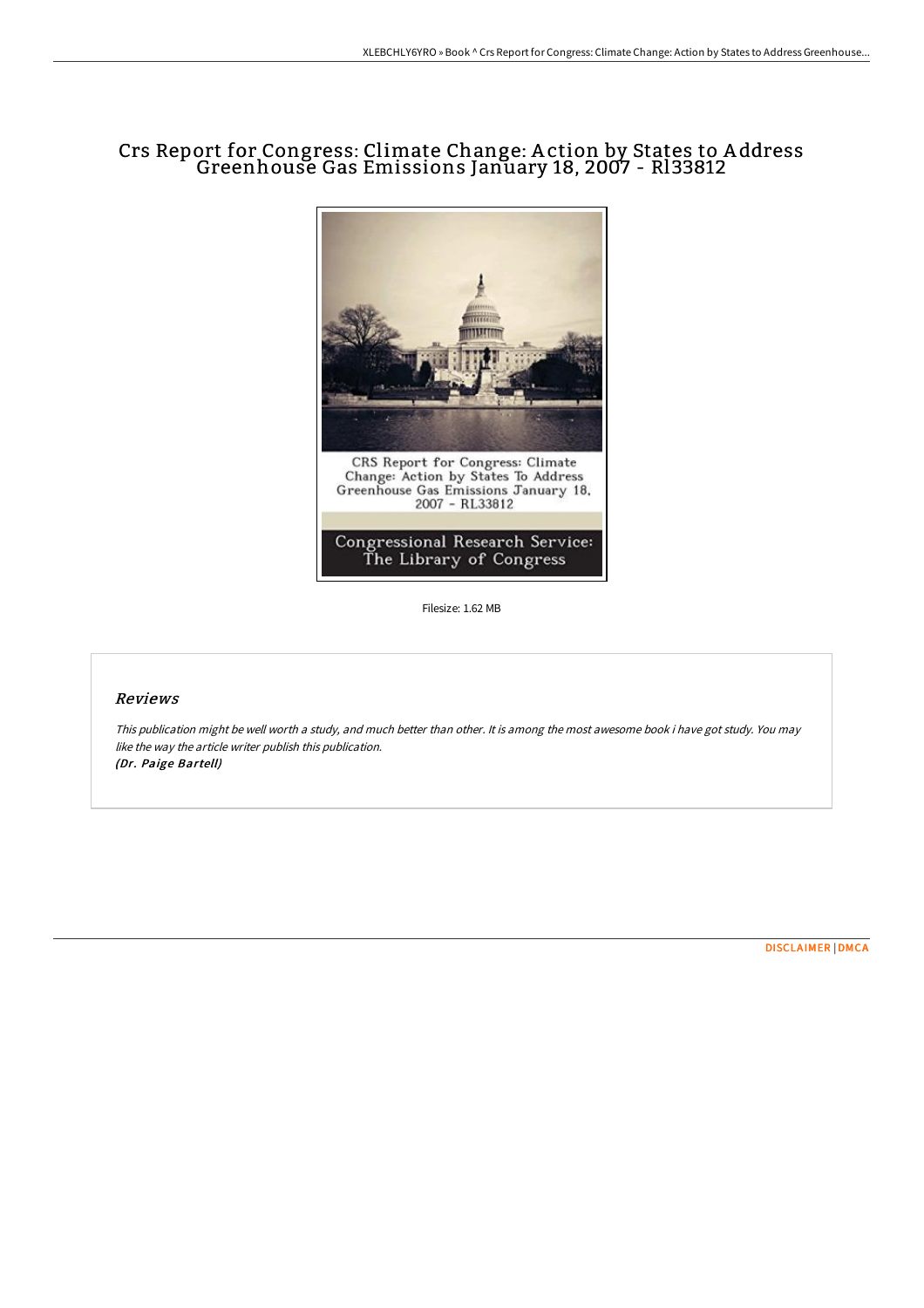# Crs Report for Congress: Climate Change: Action by States to Address Greenhouse Gas Emissions January 18, 2007 - Rl33812

Filesize: 1.62 MB

## *Reviews*

*This publication might be well worth a study, and much better than other. It is among the most awesome book i have got study. You may like the way the article writer publish this publication.*
***(Dr. Paige Bartell)***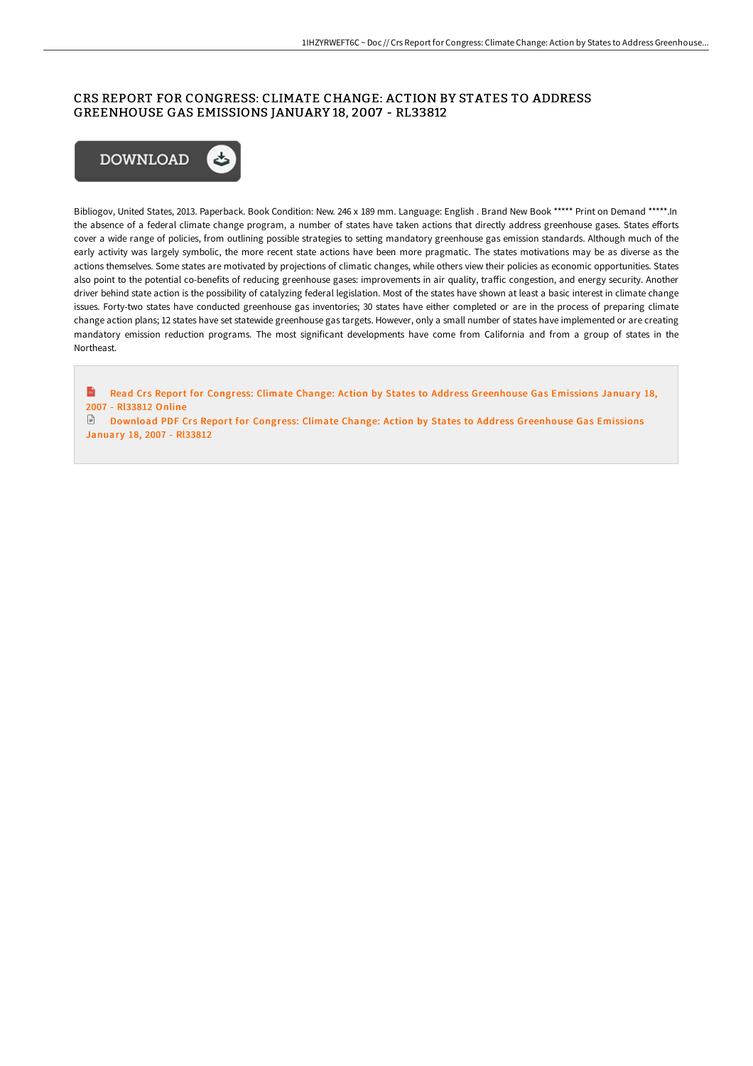# CRS REPORT FOR CONGRESS: CLIMATE CHANGE: ACTION BY STATES TO ADDRESS GREENHOUSE GAS EMISSIONS JANUARY 18, 2007 - RL33812

DOWNLOAD

Bibliogov, United States, 2013. Paperback. Book Condition: New. 246 x 189 mm. Language: English . Brand New Book ***** Print on Demand *****.In the absence of a federal climate change program, a number of states have taken actions that directly address greenhouse gases. States efforts cover a wide range of policies, from outlining possible strategies to setting mandatory greenhouse gas emission standards. Although much of the early activity was largely symbolic, the more recent state actions have been more pragmatic. The states motivations may be as diverse as the actions themselves. Some states are motivated by projections of climatic changes, while others view their policies as economic opportunities. States also point to the potential co-benefits of reducing greenhouse gases: improvements in air quality, traffic congestion, and energy security. Another driver behind state action is the possibility of catalyzing federal legislation. Most of the states have shown at least a basic interest in climate change issues. Forty-two states have conducted greenhouse gas inventories; 30 states have either completed or are in the process of preparing climate change action plans; 12 states have set statewide greenhouse gas targets. However, only a small number of states have implemented or are creating mandatory emission reduction programs. The most significant developments have come from California and from a group of states in the Northeast.

Read Crs Report for Congress: Climate Change: Action by States to Address Greenhouse Gas Emissions January 18, 2007 - Rl33812 Online

Download PDF Crs Report for Congress: Climate Change: Action by States to Address Greenhouse Gas Emissions January 18, 2007 - Rl33812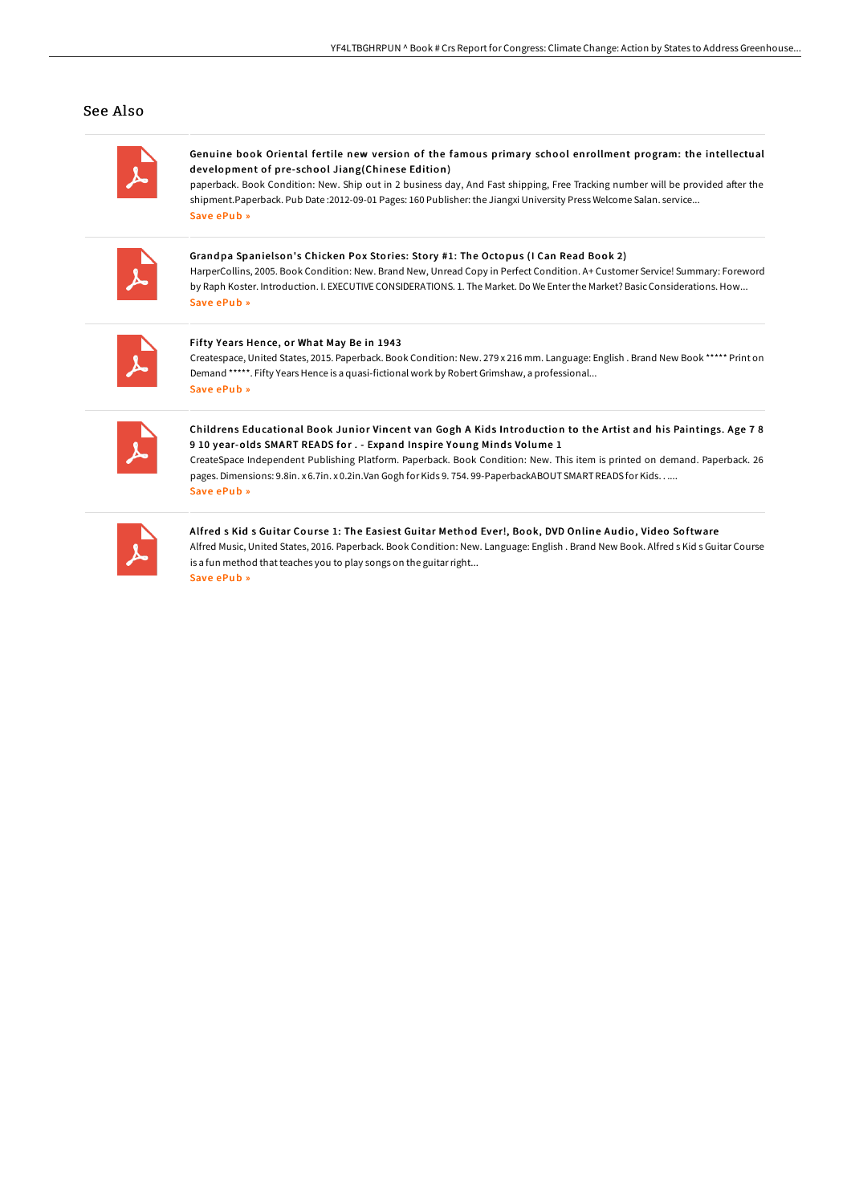## See Also

**Genuine book Oriental fertile new version of the famous primary school enrollment program: the intellectual development of pre-school Jiang(Chinese Edition)**

paperback. Book Condition: New. Ship out in 2 business day, And Fast shipping, Free Tracking number will be provided after the shipment.Paperback. Pub Date :2012-09-01 Pages: 160 Publisher: the Jiangxi University Press Welcome Salan. service...

Save ePub »

**Grandpa Spanielson's Chicken Pox Stories: Story #1: The Octopus (I Can Read Book 2)**

HarperCollins, 2005. Book Condition: New. Brand New, Unread Copy in Perfect Condition. A+ Customer Service! Summary: Foreword by Raph Koster. Introduction. I. EXECUTIVE CONSIDERATIONS. 1. The Market. Do We Enter the Market? Basic Considerations. How...

Save ePub »

**Fifty Years Hence, or What May Be in 1943**

Createspace, United States, 2015. Paperback. Book Condition: New. 279 x 216 mm. Language: English . Brand New Book ***** Print on Demand *****. Fifty Years Hence is a quasi-fictional work by Robert Grimshaw, a professional...

Save ePub »

**Childrens Educational Book Junior Vincent van Gogh A Kids Introduction to the Artist and his Paintings. Age 7 8 9 10 year-olds SMART READS for . - Expand Inspire Young Minds Volume 1**

CreateSpace Independent Publishing Platform. Paperback. Book Condition: New. This item is printed on demand. Paperback. 26 pages. Dimensions: 9.8in. x 6.7in. x 0.2in.Van Gogh for Kids 9. 754. 99-PaperbackABOUT SMART READS for Kids. . ....

Save ePub »

**Alfred s Kid s Guitar Course 1: The Easiest Guitar Method Ever!, Book, DVD Online Audio, Video Software**

Alfred Music, United States, 2016. Paperback. Book Condition: New. Language: English . Brand New Book. Alfred s Kid s Guitar Course is a fun method that teaches you to play songs on the guitar right...

Save ePub »